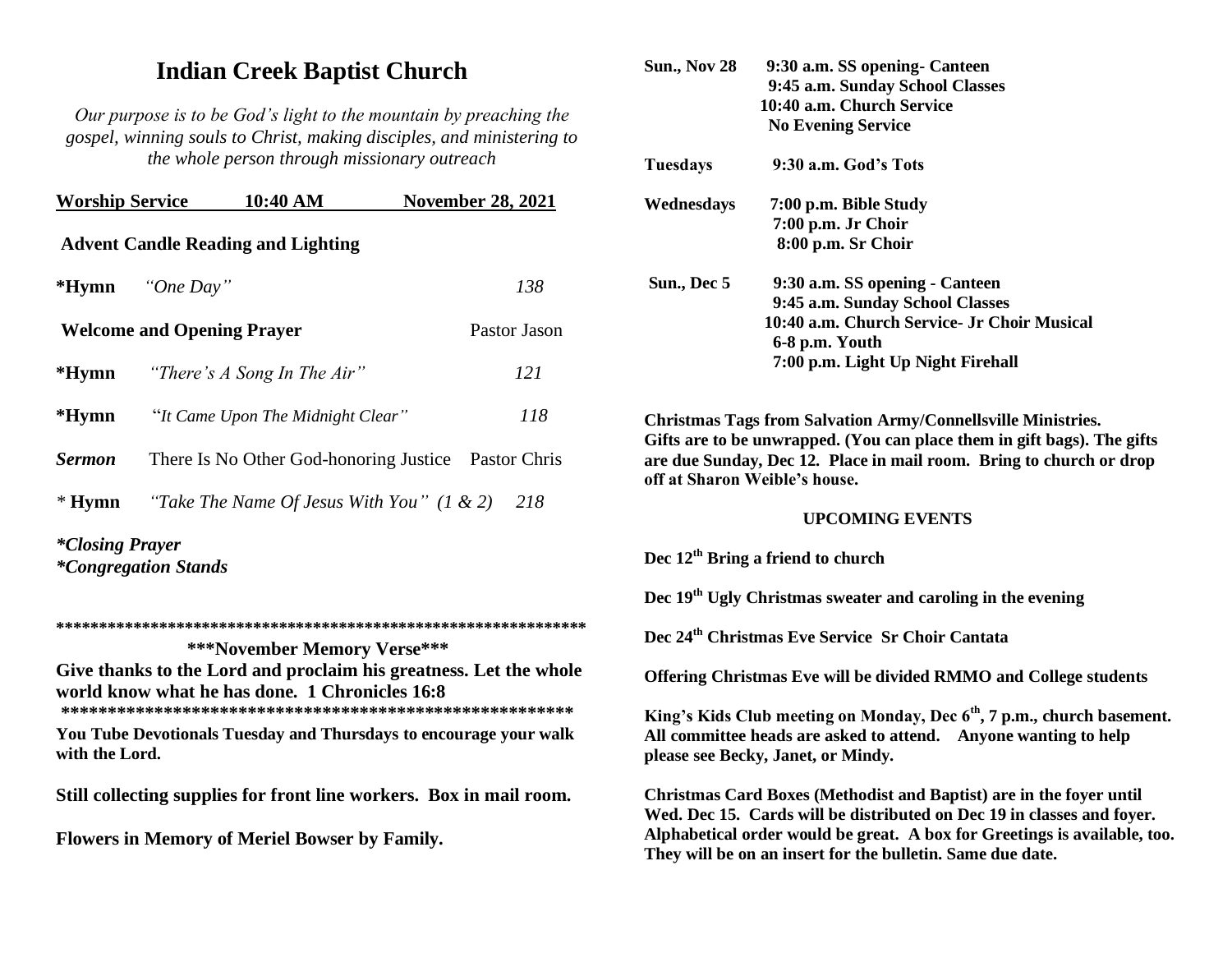# Indian Creek Baptist Church

*Our purpose is to be God's light to the mountain by preaching the gospel, winning souls to Christ, making disciples, and ministering to the whole person through missionary outreach*

**Worship Service 10:40 AM November 28, 2021**

**Advent Candle Reading and Lighting**

**\*Hymn** *"One Day"* 138

**Welcome and Opening Prayer** Pastor Jason

**\*Hymn** *"There's A Song In The Air"* 121

**\*Hymn** "*It Came Upon The Midnight Clear"* 118

***Sermon*** There Is No Other God-honoring Justice Pastor Chris

\* **Hymn** *"Take The Name Of Jesus With You" (1 & 2)* 218

***\*Closing Prayer***

***\*Congregation Stands***

\*\*\*\*\*\*\*\*\*\*\*\*\*\*\*\*\*\*\*\*\*\*\*\*\*\*\*\*\*\*\*\*\*\*\*\*\*\*\*\*\*\*\*\*\*\*\*\*\*\*\*\*\*\*\*\*\*\*\*\*

**\*\*\*November Memory Verse\*\*\***

**Give thanks to the Lord and proclaim his greatness. Let the whole world know what he has done. 1 Chronicles 16:8**

\*\*\*\*\*\*\*\*\*\*\*\*\*\*\*\*\*\*\*\*\*\*\*\*\*\*\*\*\*\*\*\*\*\*\*\*\*\*\*\*\*\*\*\*\*\*\*\*\*\*\*\*\*\*\*\*\*

**You Tube Devotionals Tuesday and Thursdays to encourage your walk with the Lord.**

**Still collecting supplies for front line workers. Box in mail room.**

**Flowers in Memory of Meriel Bowser by Family.**

**Sun., Nov 28**
**9:30 a.m. SS opening- Canteen**
**9:45 a.m. Sunday School Classes**
**10:40 a.m. Church Service**
**No Evening Service**

**Tuesdays**
**9:30 a.m. God's Tots**

**Wednesdays**
**7:00 p.m. Bible Study**
**7:00 p.m. Jr Choir**
**8:00 p.m. Sr Choir**

**Sun., Dec 5**
**9:30 a.m. SS opening - Canteen**
**9:45 a.m. Sunday School Classes**
**10:40 a.m. Church Service- Jr Choir Musical**
**6-8 p.m. Youth**
**7:00 p.m. Light Up Night Firehall**

**Christmas Tags from Salvation Army/Connellsville Ministries. Gifts are to be unwrapped. (You can place them in gift bags). The gifts are due Sunday, Dec 12. Place in mail room. Bring to church or drop off at Sharon Weible's house.**

## UPCOMING EVENTS

**Dec 12th Bring a friend to church**

**Dec 19th Ugly Christmas sweater and caroling in the evening**

**Dec 24th Christmas Eve Service Sr Choir Cantata**

**Offering Christmas Eve will be divided RMMO and College students**

**King's Kids Club meeting on Monday, Dec 6th, 7 p.m., church basement. All committee heads are asked to attend. Anyone wanting to help please see Becky, Janet, or Mindy.**

**Christmas Card Boxes (Methodist and Baptist) are in the foyer until Wed. Dec 15. Cards will be distributed on Dec 19 in classes and foyer. Alphabetical order would be great. A box for Greetings is available, too. They will be on an insert for the bulletin. Same due date.**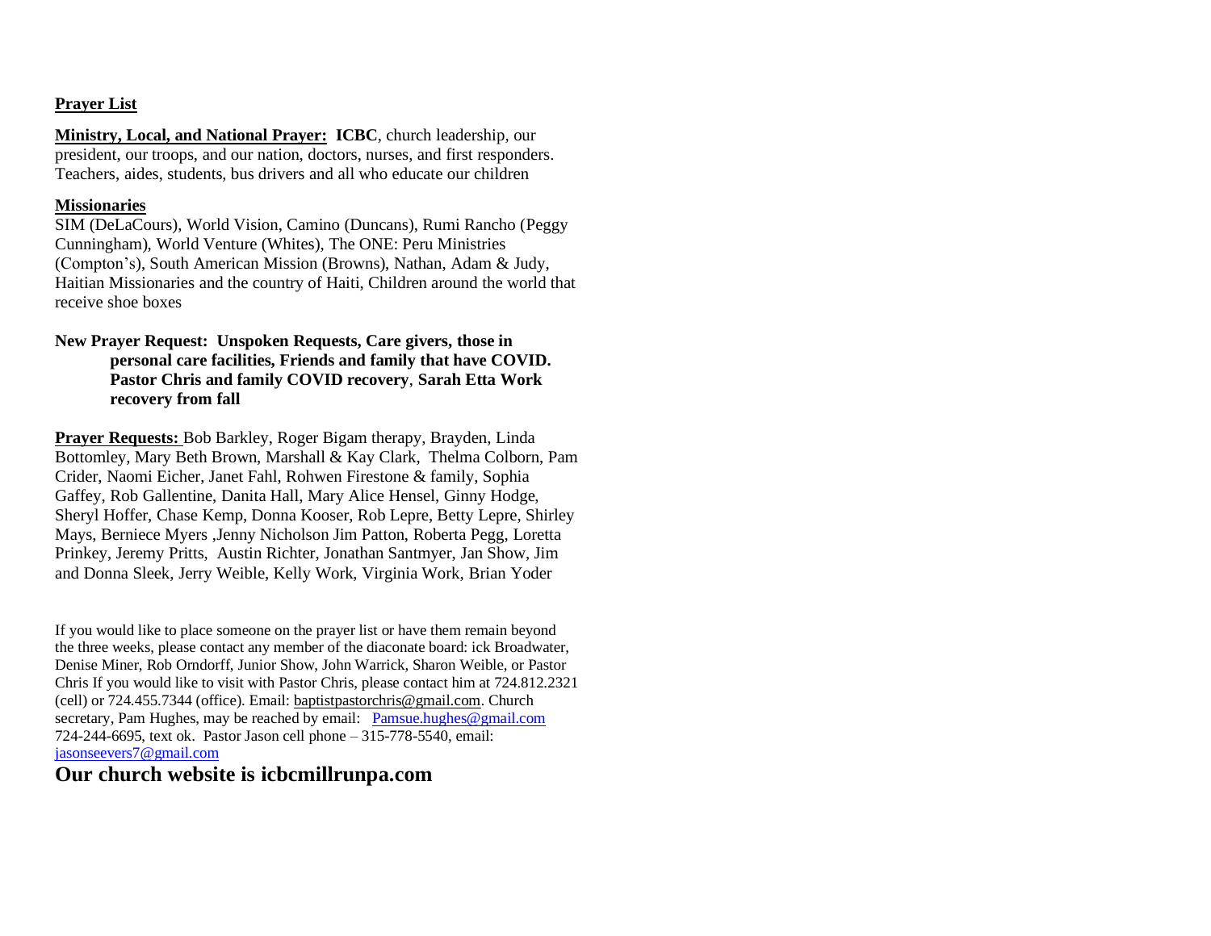**Prayer List**

**Ministry, Local, and National Prayer: ICBC**, church leadership, our president, our troops, and our nation, doctors, nurses, and first responders. Teachers, aides, students, bus drivers and all who educate our children

**Missionaries**

SIM (DeLaCours), World Vision, Camino (Duncans), Rumi Rancho (Peggy Cunningham), World Venture (Whites), The ONE: Peru Ministries (Compton's), South American Mission (Browns), Nathan, Adam & Judy, Haitian Missionaries and the country of Haiti, Children around the world that receive shoe boxes

**New Prayer Request: Unspoken Requests, Care givers, those in personal care facilities, Friends and family that have COVID. Pastor Chris and family COVID recovery**, **Sarah Etta Work recovery from fall**

**Prayer Requests:** Bob Barkley, Roger Bigam therapy, Brayden, Linda Bottomley, Mary Beth Brown, Marshall & Kay Clark, Thelma Colborn, Pam Crider, Naomi Eicher, Janet Fahl, Rohwen Firestone & family, Sophia Gaffey, Rob Gallentine, Danita Hall, Mary Alice Hensel, Ginny Hodge, Sheryl Hoffer, Chase Kemp, Donna Kooser, Rob Lepre, Betty Lepre, Shirley Mays, Berniece Myers ,Jenny Nicholson Jim Patton, Roberta Pegg, Loretta Prinkey, Jeremy Pritts, Austin Richter, Jonathan Santmyer, Jan Show, Jim and Donna Sleek, Jerry Weible, Kelly Work, Virginia Work, Brian Yoder

If you would like to place someone on the prayer list or have them remain beyond the three weeks, please contact any member of the diaconate board: ick Broadwater, Denise Miner, Rob Orndorff, Junior Show, John Warrick, Sharon Weible, or Pastor Chris If you would like to visit with Pastor Chris, please contact him at 724.812.2321 (cell) or 724.455.7344 (office). Email: baptistpastorchris@gmail.com. Church secretary, Pam Hughes, may be reached by email: Pamsue.hughes@gmail.com 724-244-6695, text ok. Pastor Jason cell phone – 315-778-5540, email: jasonseevers7@gmail.com

**Our church website is icbcmillrunpa.com**